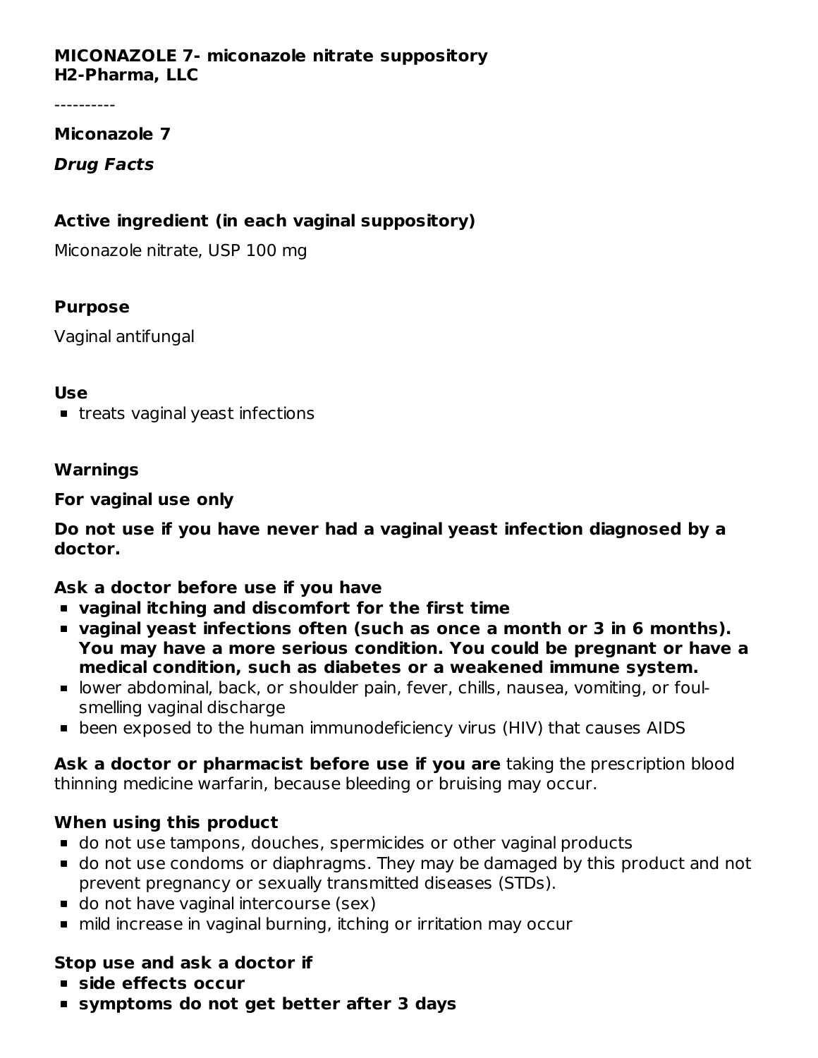**MICONAZOLE 7- miconazole nitrate suppository**
**H2-Pharma, LLC**

----------

**Miconazole 7**

***Drug Facts***

### Active ingredient (in each vaginal suppository)

Miconazole nitrate, USP 100 mg

### Purpose

Vaginal antifungal

### Use

- treats vaginal yeast infections

### Warnings

**For vaginal use only**

**Do not use if you have never had a vaginal yeast infection diagnosed by a doctor.**

**Ask a doctor before use if you have**

- **vaginal itching and discomfort for the first time**
- **vaginal yeast infections often (such as once a month or 3 in 6 months). You may have a more serious condition. You could be pregnant or have a medical condition, such as diabetes or a weakened immune system.**
- lower abdominal, back, or shoulder pain, fever, chills, nausea, vomiting, or foul-smelling vaginal discharge
- been exposed to the human immunodeficiency virus (HIV) that causes AIDS

**Ask a doctor or pharmacist before use if you are** taking the prescription blood thinning medicine warfarin, because bleeding or bruising may occur.

**When using this product**

- do not use tampons, douches, spermicides or other vaginal products
- do not use condoms or diaphragms. They may be damaged by this product and not prevent pregnancy or sexually transmitted diseases (STDs).
- do not have vaginal intercourse (sex)
- mild increase in vaginal burning, itching or irritation may occur

**Stop use and ask a doctor if**

- **side effects occur**
- **symptoms do not get better after 3 days**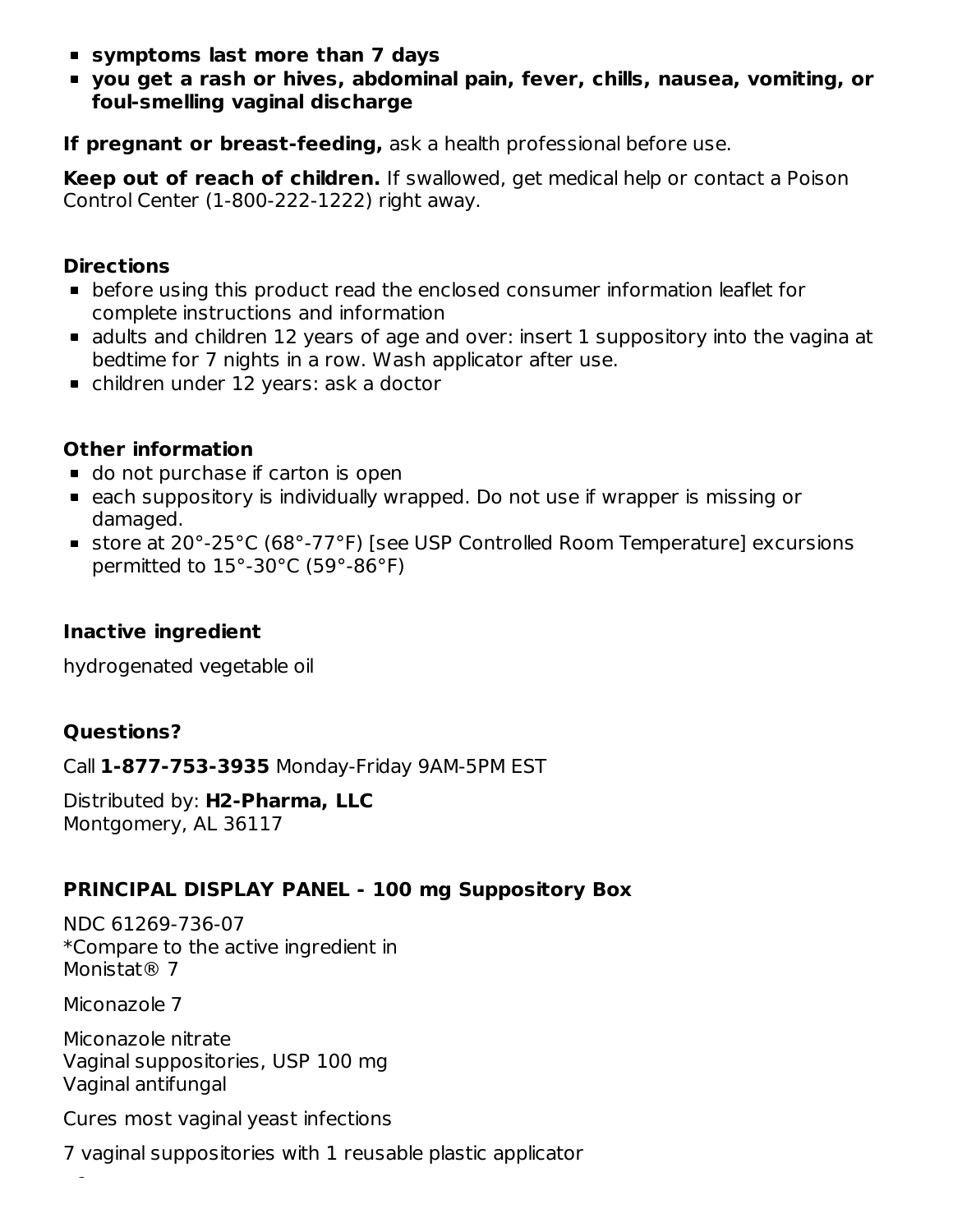- **symptoms last more than 7 days**
- **you get a rash or hives, abdominal pain, fever, chills, nausea, vomiting, or foul-smelling vaginal discharge**

**If pregnant or breast-feeding,** ask a health professional before use.

**Keep out of reach of children.** If swallowed, get medical help or contact a Poison Control Center (1-800-222-1222) right away.

### Directions

- before using this product read the enclosed consumer information leaflet for complete instructions and information
- adults and children 12 years of age and over: insert 1 suppository into the vagina at bedtime for 7 nights in a row. Wash applicator after use.
- children under 12 years: ask a doctor

### Other information

- do not purchase if carton is open
- each suppository is individually wrapped. Do not use if wrapper is missing or damaged.
- store at 20°-25°C (68°-77°F) [see USP Controlled Room Temperature] excursions permitted to 15°-30°C (59°-86°F)

### Inactive ingredient

hydrogenated vegetable oil

### Questions?

Call **1-877-753-3935** Monday-Friday 9AM-5PM EST

Distributed by: **H2-Pharma, LLC**
Montgomery, AL 36117

### PRINCIPAL DISPLAY PANEL - 100 mg Suppository Box

NDC 61269-736-07
*Compare to the active ingredient in
Monistat® 7

Miconazole 7

Miconazole nitrate
Vaginal suppositories, USP 100 mg
Vaginal antifungal

Cures most vaginal yeast infections

7 vaginal suppositories with 1 reusable plastic applicator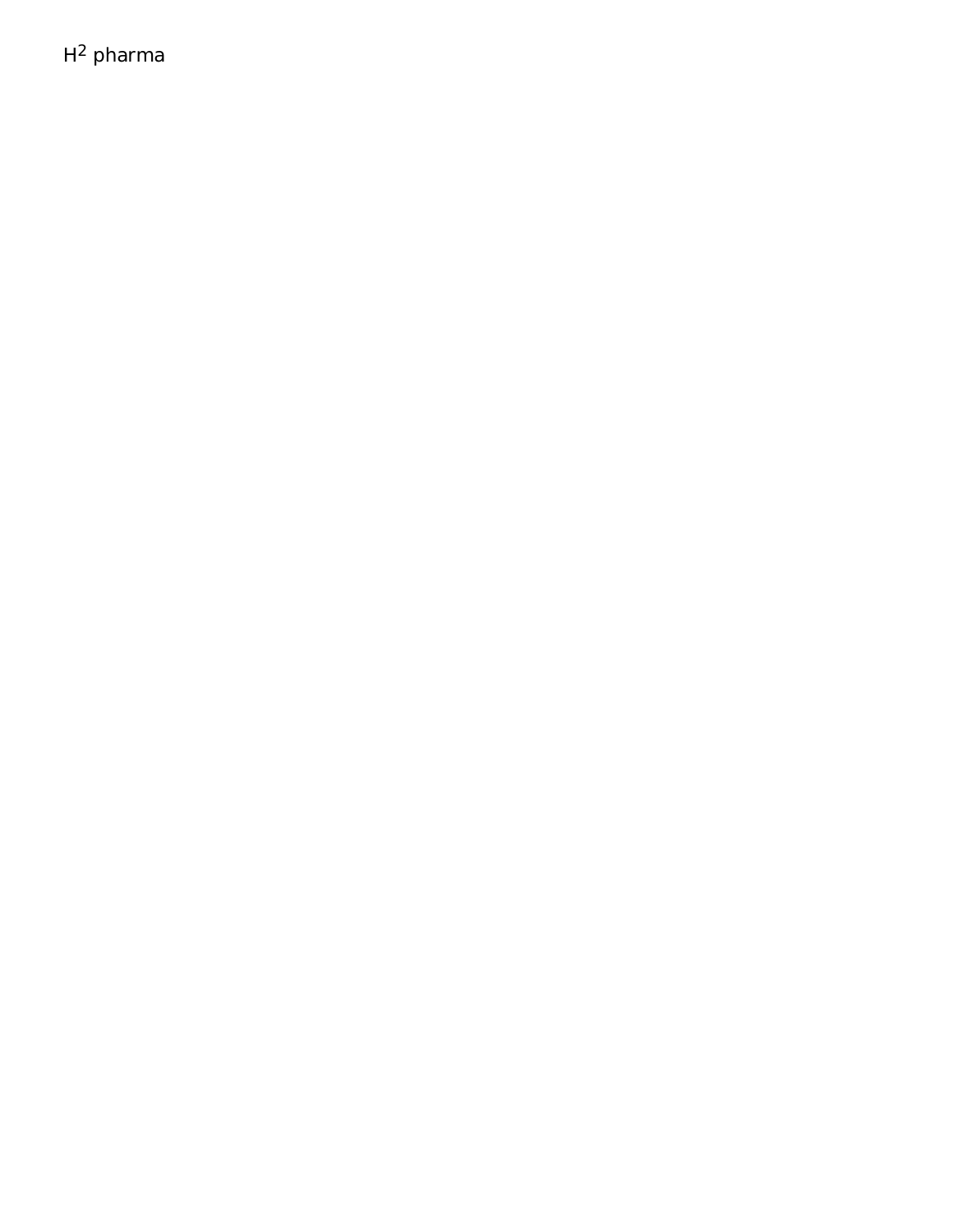H$^2$ pharma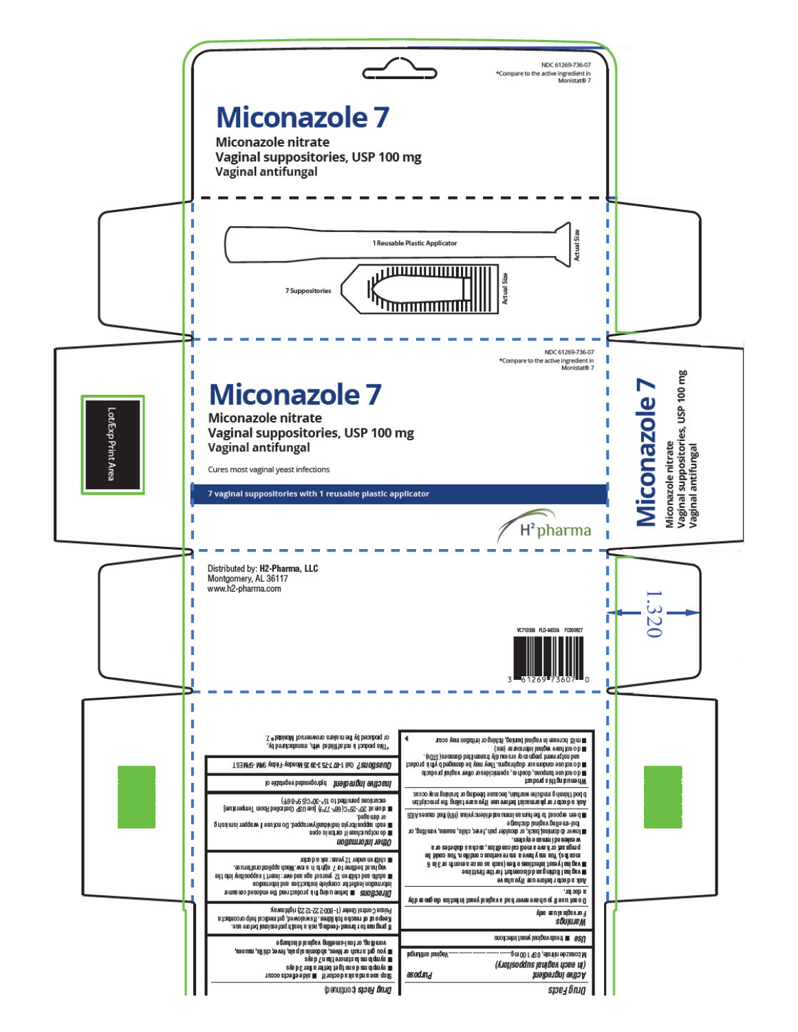NDC 61269-736-07
*Compare to the active ingredient in Monistat® 7

# Miconazole 7

**Miconazole nitrate**
**Vaginal suppositories, USP 100 mg**
**Vaginal antifungal**

1 Reusable Plastic Applicator — Actual Size

7 Suppositories — Actual Size

NDC 61269-736-07
*Compare to the active ingredient in Monistat® 7

# Miconazole 7

**Miconazole nitrate**
**Vaginal suppositories, USP 100 mg**
**Vaginal antifungal**

Cures most vaginal yeast infections

**7 vaginal suppositories with 1 reusable plastic applicator**

H[2] pharma

Lot/Exp Print Area

**Miconazole 7**
Miconazole nitrate
Vaginal suppositories, USP 100 mg
Vaginal antifungal

Distributed by: **H2-Pharma, LLC**
Montgomery, AL 36117
www.h2-pharma.com

VC710306 PLD-A653A FC008927

3 61269 73607 0

1.320

## Drug Facts

| Active ingredient (in each vaginal suppository) | Purpose |
| --- | --- |
| Miconazole nitrate, USP 100 mg | Vaginal antifungal |

**Use** ■ treats vaginal yeast infections

**Warnings**
For vaginal use only

Do not use if you have never had a vaginal yeast infection diagnosed by a doctor.

Ask a doctor before use if you have
■ vaginal itching and discomfort for the first time
■ vaginal yeast infections often (such as once a month or 3 in 6 months). You may be pregnant or have a serious condition. You could be pregnant or have a medical condition, such as diabetes or a weakened immune system.
■ lower abdominal, back, or shoulder pain, fever, chills, nausea, vomiting, or foul-smelling vaginal discharge
■ been exposed to the human immunodeficiency virus (HIV) that causes AIDS

Ask a doctor or pharmacist before use if you are taking the prescription blood thinning medicine warfarin, because bleeding or bruising may occur.

When using this product
■ do not use tampons, douches, spermicides or other vaginal products
■ do not use condoms or diaphragms. They may be damaged by this product and not prevent pregnancy or sexually transmitted diseases (STDs).
■ do not have vaginal intercourse (sex)
■ mild increase in vaginal burning, itching or irritation may occur

## Drug Facts (continued)

Stop use and ask a doctor if ■ side effects occur
■ symptoms do not get better after 3 days
■ symptoms last more than 7 days
■ you get a rash or hives, abdominal pain, fever, chills, nausea, vomiting, or foul-smelling vaginal discharge

If pregnant or breast-feeding, ask a health professional before use.
Keep out of reach of children. If swallowed, get medical help or contact a Poison Control Center (1-800-222-1222) right away.

**Directions** ■ before using this product read the enclosed consumer information leaflet for complete instructions and information
■ adults and children 12 years of age and over: insert 1 suppository into the vagina at bedtime for 7 nights in a row. Wash applicator after use.
■ children under 12 years: ask a doctor

**Other information**
■ do not purchase if carton is open
■ each suppository is individually wrapped. Do not use if wrapper is missing or damaged.
■ store at 20°-25°C (68°-77°F) [see USP Controlled Room Temperature]; excursions permitted to 15°-30°C (59°-86°F)

**Inactive ingredient** hydrogenated vegetable oil

**Questions?** Call 1-877-753-3935 Monday-Friday 9AM-5PM EST

*This product is not affiliated with, manufactured by, or produced by the makers or owners of Monistat® 7.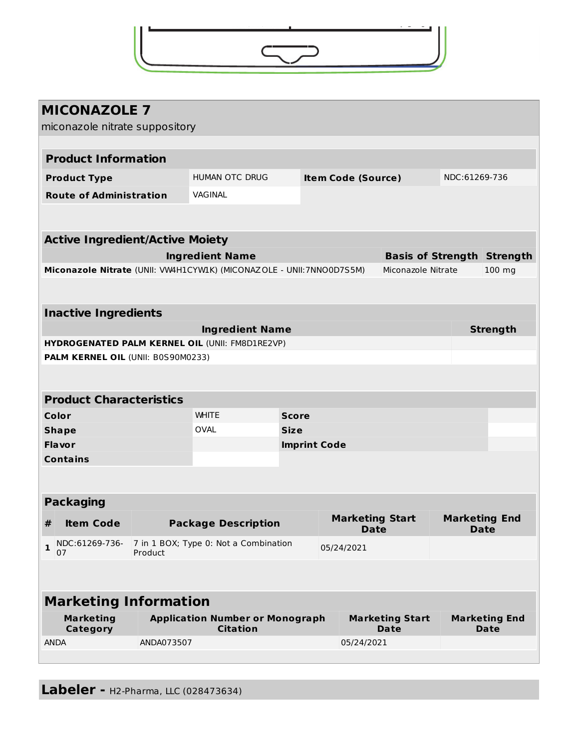## MICONAZOLE 7

miconazole nitrate suppository

### Product Information

| | | | |
|---|---|---|---|
| **Product Type** | HUMAN OTC DRUG | **Item Code (Source)** | NDC:61269-736 |
| **Route of Administration** | VAGINAL | | |

### Active Ingredient/Active Moiety

| Ingredient Name | Basis of Strength | Strength |
|---|---|---|
| **Miconazole Nitrate** (UNII: VW4H1CYW1K) (MICONAZOLE - UNII:7NNO0D7S5M) | Miconazole Nitrate | 100 mg |

### Inactive Ingredients

| Ingredient Name | Strength |
|---|---|
| **HYDROGENATED PALM KERNEL OIL** (UNII: FM8D1RE2VP) | |
| **PALM KERNEL OIL** (UNII: B0S90M0233) | |

### Product Characteristics

| | | | |
|---|---|---|---|
| **Color** | WHITE | **Score** | |
| **Shape** | OVAL | **Size** | |
| **Flavor** | | **Imprint Code** | |
| **Contains** | | | |

### Packaging

| # | Item Code | Package Description | Marketing Start Date | Marketing End Date |
|---|---|---|---|---|
| 1 | NDC:61269-736-07 | 7 in 1 BOX; Type 0: Not a Combination Product | 05/24/2021 | |

### Marketing Information

| Marketing Category | Application Number or Monograph Citation | Marketing Start Date | Marketing End Date |
|---|---|---|---|
| ANDA | ANDA073507 | 05/24/2021 | |

**Labeler -** H2-Pharma, LLC (028473634)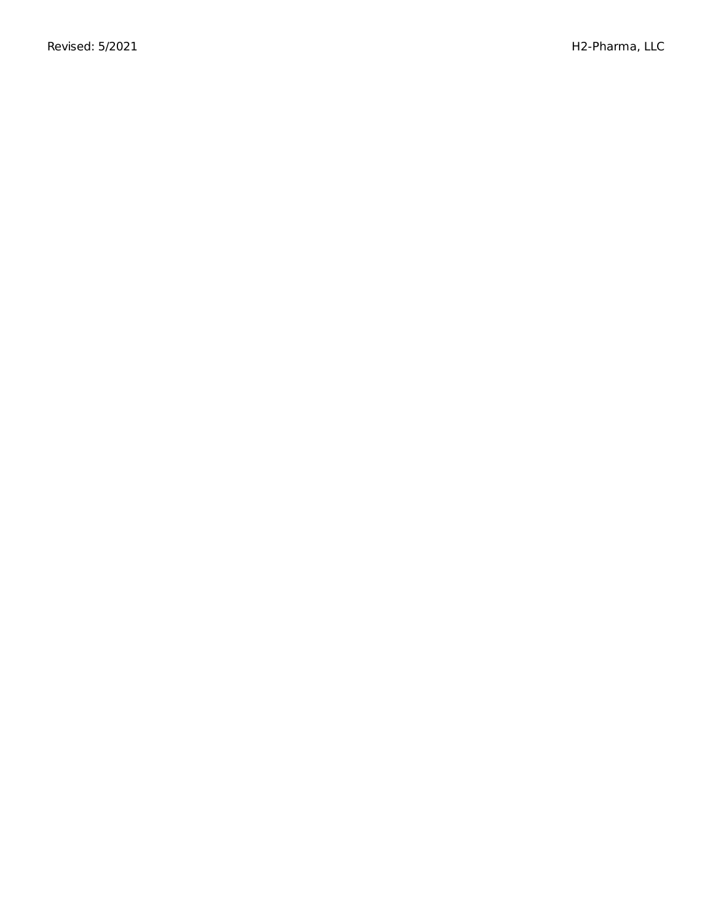Revised: 5/2021

H2-Pharma, LLC